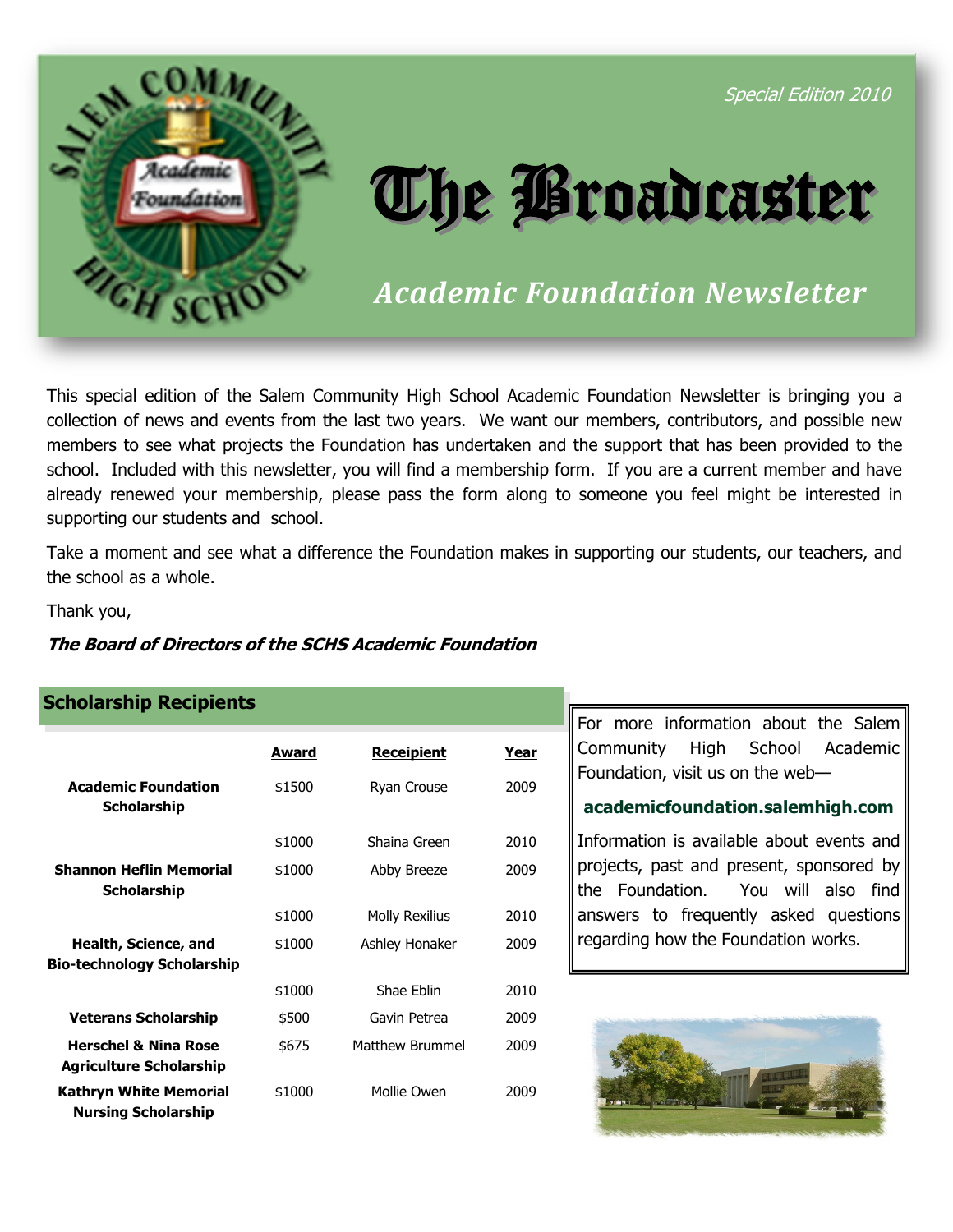*Special Edition 2010*

# The Broadcaster

## *Academic Foundation Newsletter*

This special edition of the Salem Community High School Academic Foundation Newsletter is bringing you a collection of news and events from the last two years. We want our members, contributors, and possible new members to see what projects the Foundation has undertaken and the support that has been provided to the school. Included with this newsletter, you will find a membership form. If you are a current member and have already renewed your membership, please pass the form along to someone you feel might be interested in supporting our students and school.

Take a moment and see what a difference the Foundation makes in supporting our students, our teachers, and the school as a whole.

Thank you,

***The Board of Directors of the SCHS Academic Foundation***

### Scholarship Recipients

| | Award | Receipient | Year |
|---|---|---|---|
| **Academic Foundation Scholarship** | $1500 | Ryan Crouse | 2009 |
| | $1000 | Shaina Green | 2010 |
| **Shannon Heflin Memorial Scholarship** | $1000 | Abby Breeze | 2009 |
| | $1000 | Molly Rexilius | 2010 |
| **Health, Science, and Bio-technology Scholarship** | $1000 | Ashley Honaker | 2009 |
| | $1000 | Shae Eblin | 2010 |
| **Veterans Scholarship** | $500 | Gavin Petrea | 2009 |
| **Herschel & Nina Rose Agriculture Scholarship** | $675 | Matthew Brummel | 2009 |
| **Kathryn White Memorial Nursing Scholarship** | $1000 | Mollie Owen | 2009 |

For more information about the Salem Community High School Academic Foundation, visit us on the web—

**academicfoundation.salemhigh.com**

Information is available about events and projects, past and present, sponsored by the Foundation. You will also find answers to frequently asked questions regarding how the Foundation works.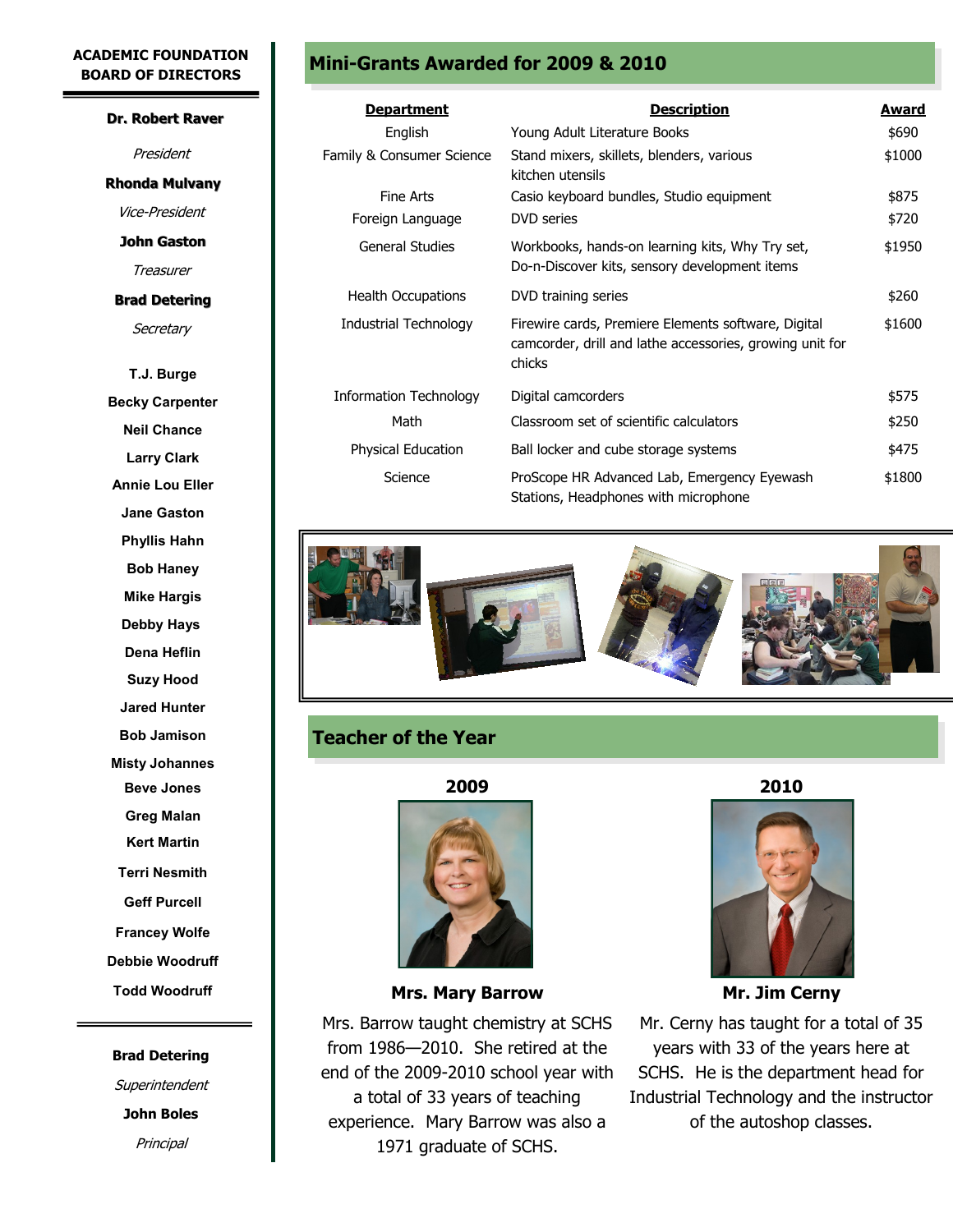## ACADEMIC FOUNDATION BOARD OF DIRECTORS

**Dr. Robert Raver**
*President*

**Rhonda Mulvany**
*Vice-President*

**John Gaston**
*Treasurer*

**Brad Detering**
*Secretary*

**T.J. Burge**
**Becky Carpenter**
**Neil Chance**
**Larry Clark**
**Annie Lou Eller**
**Jane Gaston**
**Phyllis Hahn**
**Bob Haney**
**Mike Hargis**
**Debby Hays**
**Dena Heflin**
**Suzy Hood**
**Jared Hunter**
**Bob Jamison**
**Misty Johannes**
**Beve Jones**
**Greg Malan**
**Kert Martin**
**Terri Nesmith**
**Geff Purcell**
**Francey Wolfe**
**Debbie Woodruff**
**Todd Woodruff**

**Brad Detering**
*Superintendent*

**John Boles**
*Principal*

## Mini-Grants Awarded for 2009 & 2010

| Department | Description | Award |
|---|---|---|
| English | Young Adult Literature Books | $690 |
| Family & Consumer Science | Stand mixers, skillets, blenders, various kitchen utensils | $1000 |
| Fine Arts | Casio keyboard bundles, Studio equipment | $875 |
| Foreign Language | DVD series | $720 |
| General Studies | Workbooks, hands-on learning kits, Why Try set, Do-n-Discover kits, sensory development items | $1950 |
| Health Occupations | DVD training series | $260 |
| Industrial Technology | Firewire cards, Premiere Elements software, Digital camcorder, drill and lathe accessories, growing unit for chicks | $1600 |
| Information Technology | Digital camcorders | $575 |
| Math | Classroom set of scientific calculators | $250 |
| Physical Education | Ball locker and cube storage systems | $475 |
| Science | ProScope HR Advanced Lab, Emergency Eyewash Stations, Headphones with microphone | $1800 |

## Teacher of the Year

### 2009

**Mrs. Mary Barrow**

Mrs. Barrow taught chemistry at SCHS from 1986—2010. She retired at the end of the 2009-2010 school year with a total of 33 years of teaching experience. Mary Barrow was also a 1971 graduate of SCHS.

### 2010

**Mr. Jim Cerny**

Mr. Cerny has taught for a total of 35 years with 33 of the years here at SCHS. He is the department head for Industrial Technology and the instructor of the autoshop classes.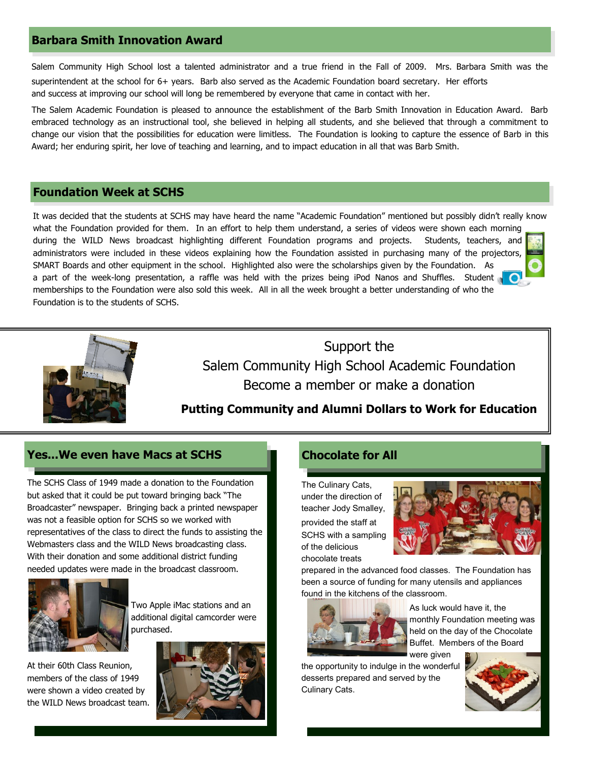## Barbara Smith Innovation Award

Salem Community High School lost a talented administrator and a true friend in the Fall of 2009. Mrs. Barbara Smith was the superintendent at the school for 6+ years. Barb also served as the Academic Foundation board secretary. Her efforts and success at improving our school will long be remembered by everyone that came in contact with her.

The Salem Academic Foundation is pleased to announce the establishment of the Barb Smith Innovation in Education Award. Barb embraced technology as an instructional tool, she believed in helping all students, and she believed that through a commitment to change our vision that the possibilities for education were limitless. The Foundation is looking to capture the essence of Barb in this Award; her enduring spirit, her love of teaching and learning, and to impact education in all that was Barb Smith.

## Foundation Week at SCHS

It was decided that the students at SCHS may have heard the name "Academic Foundation" mentioned but possibly didn't really know what the Foundation provided for them. In an effort to help them understand, a series of videos were shown each morning during the WILD News broadcast highlighting different Foundation programs and projects. Students, teachers, and administrators were included in these videos explaining how the Foundation assisted in purchasing many of the projectors, SMART Boards and other equipment in the school. Highlighted also were the scholarships given by the Foundation. As a part of the week-long presentation, a raffle was held with the prizes being iPod Nanos and Shuffles. Student memberships to the Foundation were also sold this week. All in all the week brought a better understanding of who the Foundation is to the students of SCHS.

Support the
Salem Community High School Academic Foundation
Become a member or make a donation

**Putting Community and Alumni Dollars to Work for Education**

## Yes...We even have Macs at SCHS

The SCHS Class of 1949 made a donation to the Foundation but asked that it could be put toward bringing back "The Broadcaster" newspaper. Bringing back a printed newspaper was not a feasible option for SCHS so we worked with representatives of the class to direct the funds to assisting the Webmasters class and the WILD News broadcasting class. With their donation and some additional district funding needed updates were made in the broadcast classroom.

Two Apple iMac stations and an additional digital camcorder were purchased.

At their 60th Class Reunion, members of the class of 1949 were shown a video created by the WILD News broadcast team.

## Chocolate for All

The Culinary Cats, under the direction of teacher Jody Smalley, provided the staff at SCHS with a sampling of the delicious chocolate treats prepared in the advanced food classes. The Foundation has been a source of funding for many utensils and appliances found in the kitchens of the classroom.

As luck would have it, the monthly Foundation meeting was held on the day of the Chocolate Buffet. Members of the Board were given the opportunity to indulge in the wonderful desserts prepared and served by the Culinary Cats.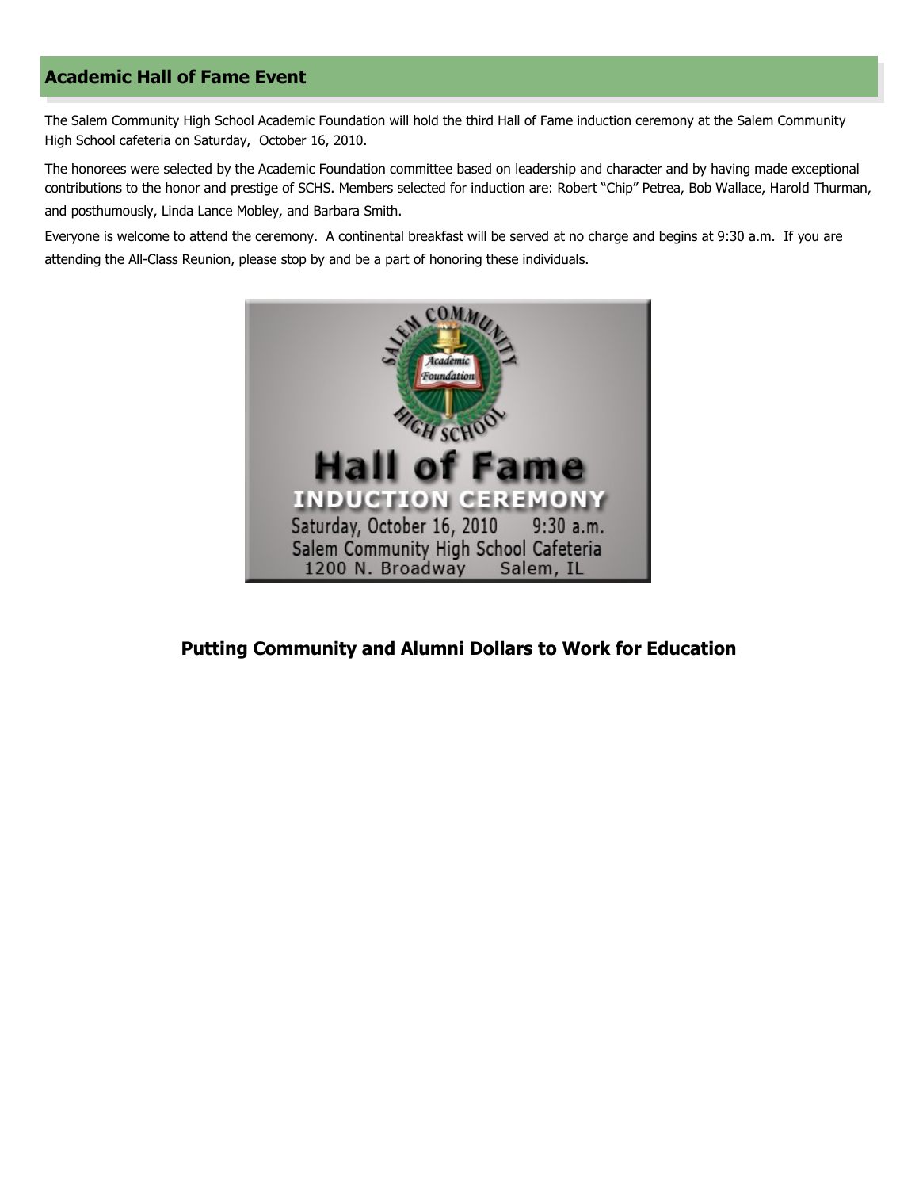## Academic Hall of Fame Event

The Salem Community High School Academic Foundation will hold the third Hall of Fame induction ceremony at the Salem Community High School cafeteria on Saturday, October 16, 2010.

The honorees were selected by the Academic Foundation committee based on leadership and character and by having made exceptional contributions to the honor and prestige of SCHS. Members selected for induction are: Robert "Chip" Petrea, Bob Wallace, Harold Thurman, and posthumously, Linda Lance Mobley, and Barbara Smith.

Everyone is welcome to attend the ceremony. A continental breakfast will be served at no charge and begins at 9:30 a.m. If you are attending the All-Class Reunion, please stop by and be a part of honoring these individuals.

Salem Community High School Academic Foundation

**Hall of Fame**
**INDUCTION CEREMONY**
Saturday, October 16, 2010 9:30 a.m.
Salem Community High School Cafeteria
1200 N. Broadway Salem, IL

**Putting Community and Alumni Dollars to Work for Education**